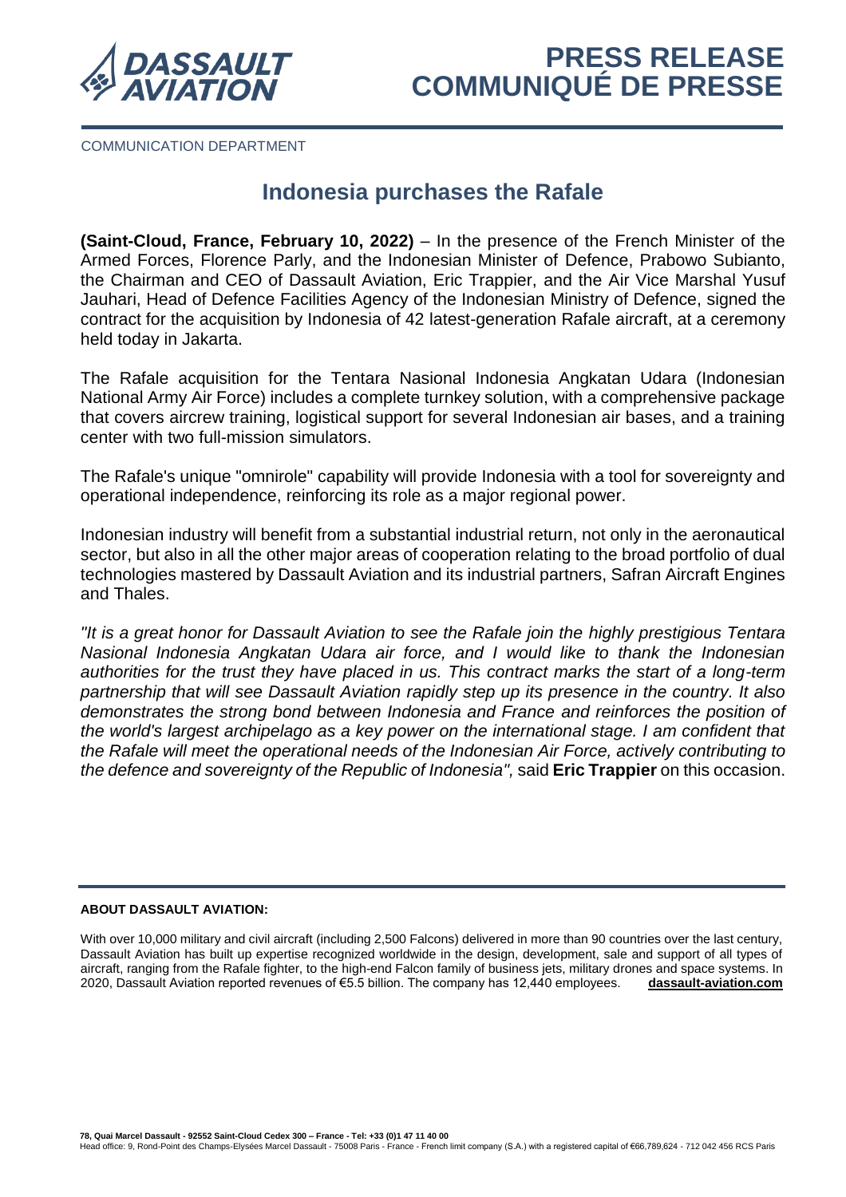# PRESS RELEASE
# COMMUNIQUÉ DE PRESSE

COMMUNICATION DEPARTMENT

## Indonesia purchases the Rafale

**(Saint-Cloud, France, February 10, 2022)** – In the presence of the French Minister of the Armed Forces, Florence Parly, and the Indonesian Minister of Defence, Prabowo Subianto, the Chairman and CEO of Dassault Aviation, Eric Trappier, and the Air Vice Marshal Yusuf Jauhari, Head of Defence Facilities Agency of the Indonesian Ministry of Defence, signed the contract for the acquisition by Indonesia of 42 latest-generation Rafale aircraft, at a ceremony held today in Jakarta.

The Rafale acquisition for the Tentara Nasional Indonesia Angkatan Udara (Indonesian National Army Air Force) includes a complete turnkey solution, with a comprehensive package that covers aircrew training, logistical support for several Indonesian air bases, and a training center with two full-mission simulators.

The Rafale's unique "omnirole" capability will provide Indonesia with a tool for sovereignty and operational independence, reinforcing its role as a major regional power.

Indonesian industry will benefit from a substantial industrial return, not only in the aeronautical sector, but also in all the other major areas of cooperation relating to the broad portfolio of dual technologies mastered by Dassault Aviation and its industrial partners, Safran Aircraft Engines and Thales.

*"It is a great honor for Dassault Aviation to see the Rafale join the highly prestigious Tentara Nasional Indonesia Angkatan Udara air force, and I would like to thank the Indonesian authorities for the trust they have placed in us. This contract marks the start of a long-term partnership that will see Dassault Aviation rapidly step up its presence in the country. It also demonstrates the strong bond between Indonesia and France and reinforces the position of the world's largest archipelago as a key power on the international stage. I am confident that the Rafale will meet the operational needs of the Indonesian Air Force, actively contributing to the defence and sovereignty of the Republic of Indonesia",* said **Eric Trappier** on this occasion.

**ABOUT DASSAULT AVIATION:**

With over 10,000 military and civil aircraft (including 2,500 Falcons) delivered in more than 90 countries over the last century, Dassault Aviation has built up expertise recognized worldwide in the design, development, sale and support of all types of aircraft, ranging from the Rafale fighter, to the high-end Falcon family of business jets, military drones and space systems. In 2020, Dassault Aviation reported revenues of €5.5 billion. The company has 12,440 employees. **dassault-aviation.com**

**78, Quai Marcel Dassault - 92552 Saint-Cloud Cedex 300 – France - Tel: +33 (0)1 47 11 40 00**
Head office: 9, Rond-Point des Champs-Elysées Marcel Dassault - 75008 Paris - France - French limit company (S.A.) with a registered capital of €66,789,624 - 712 042 456 RCS Paris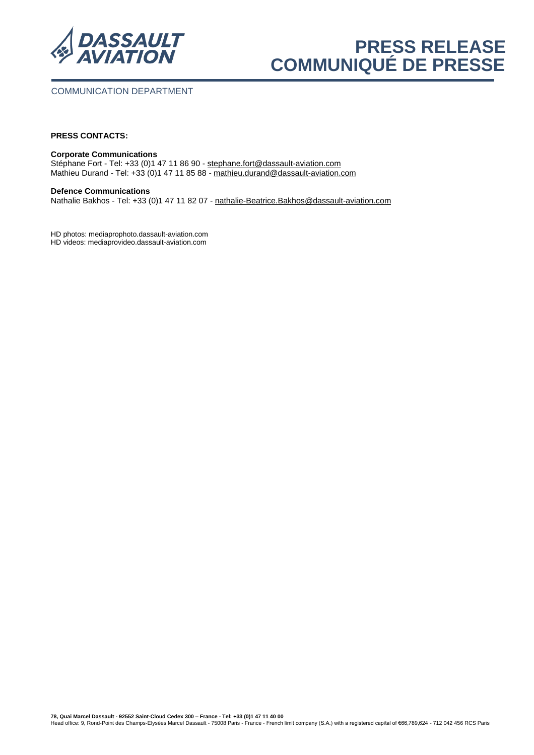**PRESS CONTACTS:**

**Corporate Communications**
Stéphane Fort - Tel: +33 (0)1 47 11 86 90 - stephane.fort@dassault-aviation.com
Mathieu Durand - Tel: +33 (0)1 47 11 85 88 - mathieu.durand@dassault-aviation.com

**Defence Communications**
Nathalie Bakhos - Tel: +33 (0)1 47 11 82 07 - nathalie-Beatrice.Bakhos@dassault-aviation.com

HD photos: mediaprophoto.dassault-aviation.com
HD videos: mediaprovideo.dassault-aviation.com